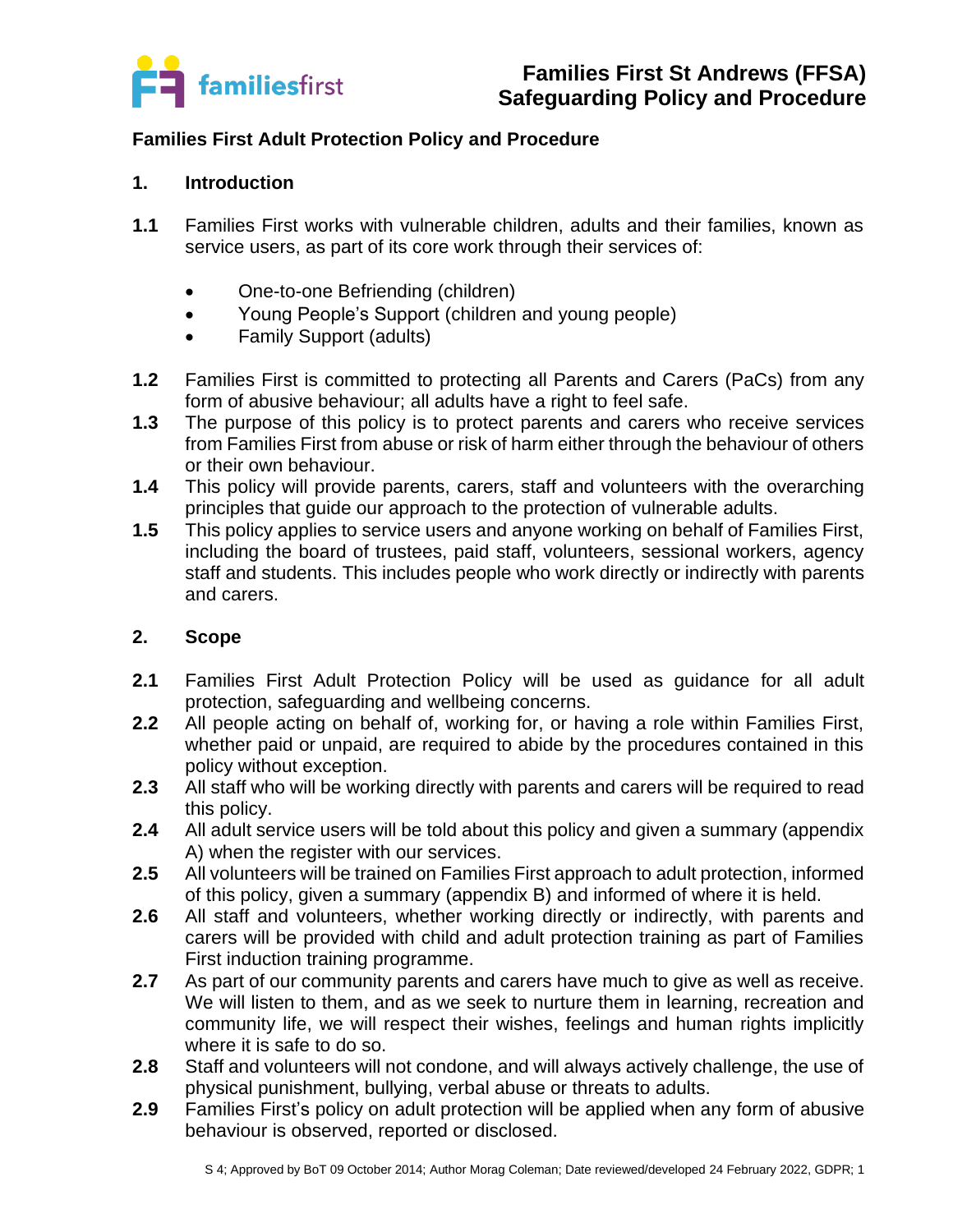# Families First St Andrews (FFSA) Safeguarding Policy and Procedure

## Families First Adult Protection Policy and Procedure

### 1. Introduction

**1.1** Families First works with vulnerable children, adults and their families, known as service users, as part of its core work through their services of:

- One-to-one Befriending (children)
- Young People's Support (children and young people)
- Family Support (adults)

**1.2** Families First is committed to protecting all Parents and Carers (PaCs) from any form of abusive behaviour; all adults have a right to feel safe.

**1.3** The purpose of this policy is to protect parents and carers who receive services from Families First from abuse or risk of harm either through the behaviour of others or their own behaviour.

**1.4** This policy will provide parents, carers, staff and volunteers with the overarching principles that guide our approach to the protection of vulnerable adults.

**1.5** This policy applies to service users and anyone working on behalf of Families First, including the board of trustees, paid staff, volunteers, sessional workers, agency staff and students. This includes people who work directly or indirectly with parents and carers.

### 2. Scope

**2.1** Families First Adult Protection Policy will be used as guidance for all adult protection, safeguarding and wellbeing concerns.

**2.2** All people acting on behalf of, working for, or having a role within Families First, whether paid or unpaid, are required to abide by the procedures contained in this policy without exception.

**2.3** All staff who will be working directly with parents and carers will be required to read this policy.

**2.4** All adult service users will be told about this policy and given a summary (appendix A) when the register with our services.

**2.5** All volunteers will be trained on Families First approach to adult protection, informed of this policy, given a summary (appendix B) and informed of where it is held.

**2.6** All staff and volunteers, whether working directly or indirectly, with parents and carers will be provided with child and adult protection training as part of Families First induction training programme.

**2.7** As part of our community parents and carers have much to give as well as receive. We will listen to them, and as we seek to nurture them in learning, recreation and community life, we will respect their wishes, feelings and human rights implicitly where it is safe to do so.

**2.8** Staff and volunteers will not condone, and will always actively challenge, the use of physical punishment, bullying, verbal abuse or threats to adults.

**2.9** Families First's policy on adult protection will be applied when any form of abusive behaviour is observed, reported or disclosed.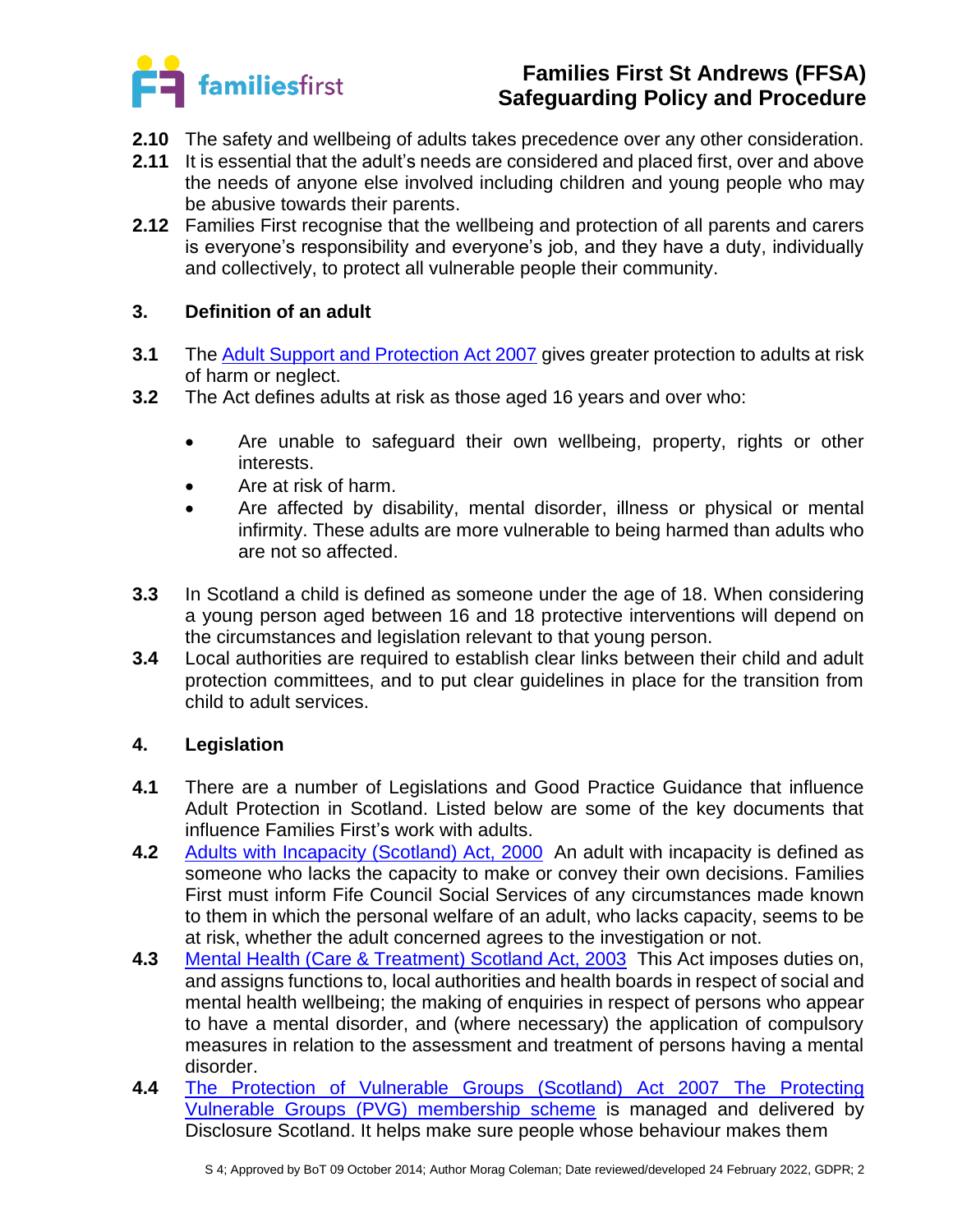**2.10** The safety and wellbeing of adults takes precedence over any other consideration.

**2.11** It is essential that the adult's needs are considered and placed first, over and above the needs of anyone else involved including children and young people who may be abusive towards their parents.

**2.12** Families First recognise that the wellbeing and protection of all parents and carers is everyone's responsibility and everyone's job, and they have a duty, individually and collectively, to protect all vulnerable people their community.

## 3. Definition of an adult

**3.1** The Adult Support and Protection Act 2007 gives greater protection to adults at risk of harm or neglect.

**3.2** The Act defines adults at risk as those aged 16 years and over who:

- Are unable to safeguard their own wellbeing, property, rights or other interests.
- Are at risk of harm.
- Are affected by disability, mental disorder, illness or physical or mental infirmity. These adults are more vulnerable to being harmed than adults who are not so affected.

**3.3** In Scotland a child is defined as someone under the age of 18. When considering a young person aged between 16 and 18 protective interventions will depend on the circumstances and legislation relevant to that young person.

**3.4** Local authorities are required to establish clear links between their child and adult protection committees, and to put clear guidelines in place for the transition from child to adult services.

## 4. Legislation

**4.1** There are a number of Legislations and Good Practice Guidance that influence Adult Protection in Scotland. Listed below are some of the key documents that influence Families First's work with adults.

**4.2** Adults with Incapacity (Scotland) Act, 2000 An adult with incapacity is defined as someone who lacks the capacity to make or convey their own decisions. Families First must inform Fife Council Social Services of any circumstances made known to them in which the personal welfare of an adult, who lacks capacity, seems to be at risk, whether the adult concerned agrees to the investigation or not.

**4.3** Mental Health (Care & Treatment) Scotland Act, 2003 This Act imposes duties on, and assigns functions to, local authorities and health boards in respect of social and mental health wellbeing; the making of enquiries in respect of persons who appear to have a mental disorder, and (where necessary) the application of compulsory measures in relation to the assessment and treatment of persons having a mental disorder.

**4.4** The Protection of Vulnerable Groups (Scotland) Act 2007 The Protecting Vulnerable Groups (PVG) membership scheme is managed and delivered by Disclosure Scotland. It helps make sure people whose behaviour makes them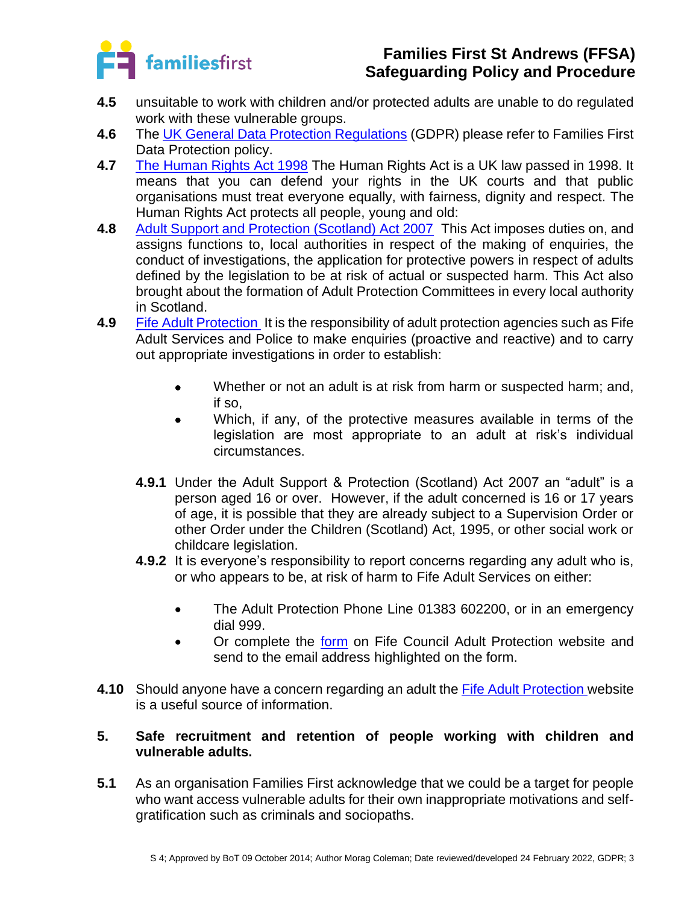**4.5** unsuitable to work with children and/or protected adults are unable to do regulated work with these vulnerable groups.

**4.6** The UK General Data Protection Regulations (GDPR) please refer to Families First Data Protection policy.

**4.7** The Human Rights Act 1998 The Human Rights Act is a UK law passed in 1998. It means that you can defend your rights in the UK courts and that public organisations must treat everyone equally, with fairness, dignity and respect. The Human Rights Act protects all people, young and old:

**4.8** Adult Support and Protection (Scotland) Act 2007 This Act imposes duties on, and assigns functions to, local authorities in respect of the making of enquiries, the conduct of investigations, the application for protective powers in respect of adults defined by the legislation to be at risk of actual or suspected harm. This Act also brought about the formation of Adult Protection Committees in every local authority in Scotland.

**4.9** Fife Adult Protection It is the responsibility of adult protection agencies such as Fife Adult Services and Police to make enquiries (proactive and reactive) and to carry out appropriate investigations in order to establish:

- Whether or not an adult is at risk from harm or suspected harm; and, if so,
- Which, if any, of the protective measures available in terms of the legislation are most appropriate to an adult at risk's individual circumstances.

**4.9.1** Under the Adult Support & Protection (Scotland) Act 2007 an "adult" is a person aged 16 or over. However, if the adult concerned is 16 or 17 years of age, it is possible that they are already subject to a Supervision Order or other Order under the Children (Scotland) Act, 1995, or other social work or childcare legislation.

**4.9.2** It is everyone's responsibility to report concerns regarding any adult who is, or who appears to be, at risk of harm to Fife Adult Services on either:

- The Adult Protection Phone Line 01383 602200, or in an emergency dial 999.
- Or complete the form on Fife Council Adult Protection website and send to the email address highlighted on the form.

**4.10** Should anyone have a concern regarding an adult the Fife Adult Protection website is a useful source of information.

## 5. Safe recruitment and retention of people working with children and vulnerable adults.

**5.1** As an organisation Families First acknowledge that we could be a target for people who want access vulnerable adults for their own inappropriate motivations and self-gratification such as criminals and sociopaths.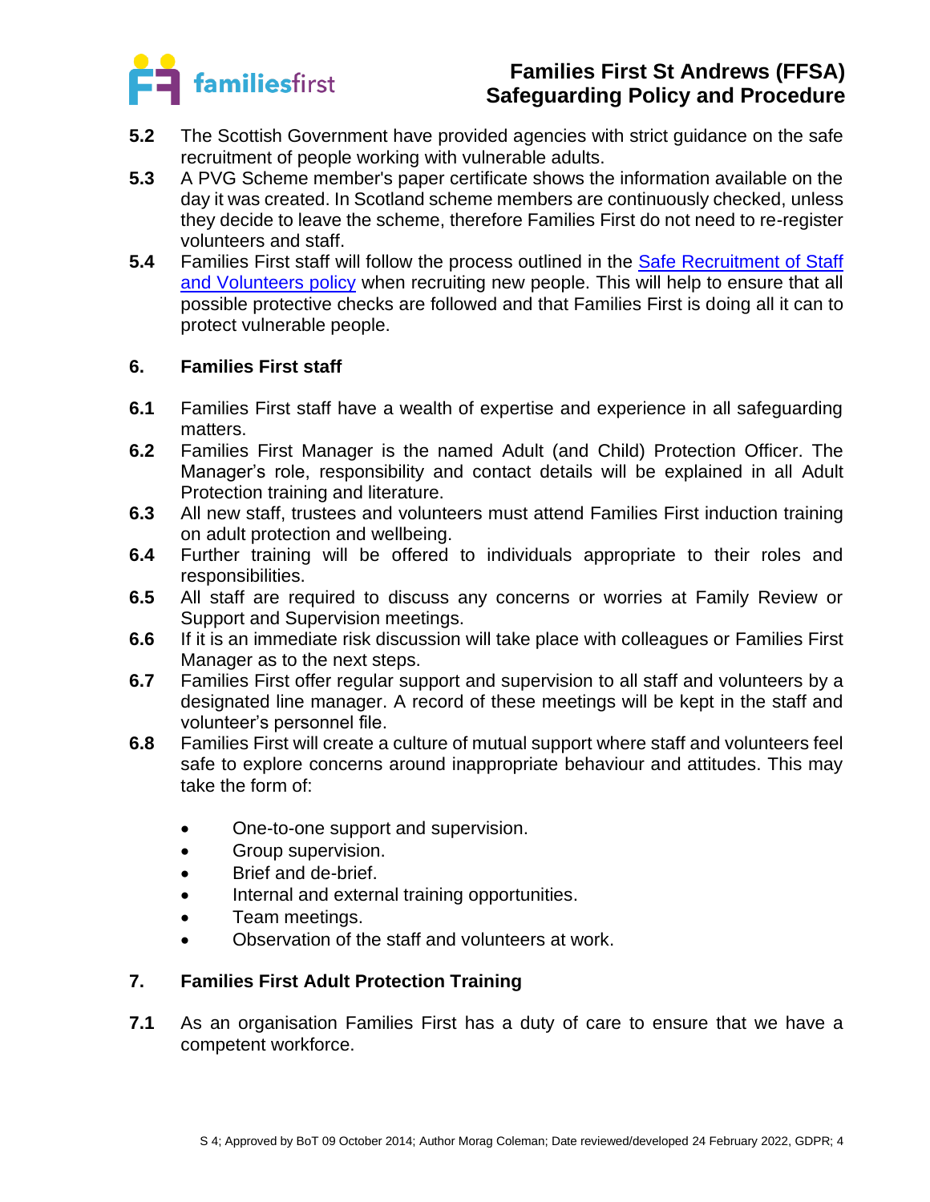**5.2** The Scottish Government have provided agencies with strict guidance on the safe recruitment of people working with vulnerable adults.

**5.3** A PVG Scheme member's paper certificate shows the information available on the day it was created. In Scotland scheme members are continuously checked, unless they decide to leave the scheme, therefore Families First do not need to re-register volunteers and staff.

**5.4** Families First staff will follow the process outlined in the [Safe Recruitment of Staff and Volunteers policy]() when recruiting new people. This will help to ensure that all possible protective checks are followed and that Families First is doing all it can to protect vulnerable people.

## 6. Families First staff

**6.1** Families First staff have a wealth of expertise and experience in all safeguarding matters.

**6.2** Families First Manager is the named Adult (and Child) Protection Officer. The Manager's role, responsibility and contact details will be explained in all Adult Protection training and literature.

**6.3** All new staff, trustees and volunteers must attend Families First induction training on adult protection and wellbeing.

**6.4** Further training will be offered to individuals appropriate to their roles and responsibilities.

**6.5** All staff are required to discuss any concerns or worries at Family Review or Support and Supervision meetings.

**6.6** If it is an immediate risk discussion will take place with colleagues or Families First Manager as to the next steps.

**6.7** Families First offer regular support and supervision to all staff and volunteers by a designated line manager. A record of these meetings will be kept in the staff and volunteer's personnel file.

**6.8** Families First will create a culture of mutual support where staff and volunteers feel safe to explore concerns around inappropriate behaviour and attitudes. This may take the form of:

- One-to-one support and supervision.
- Group supervision.
- Brief and de-brief.
- Internal and external training opportunities.
- Team meetings.
- Observation of the staff and volunteers at work.

## 7. Families First Adult Protection Training

**7.1** As an organisation Families First has a duty of care to ensure that we have a competent workforce.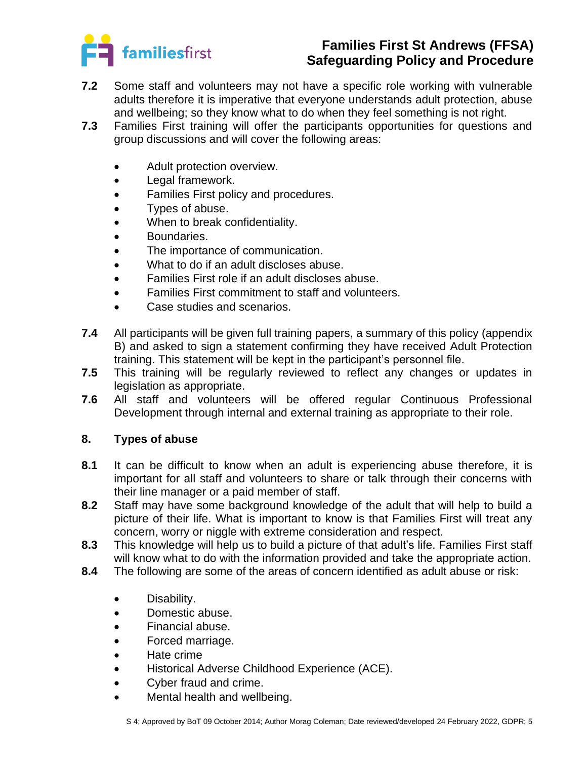**7.2** Some staff and volunteers may not have a specific role working with vulnerable adults therefore it is imperative that everyone understands adult protection, abuse and wellbeing; so they know what to do when they feel something is not right.

**7.3** Families First training will offer the participants opportunities for questions and group discussions and will cover the following areas:

- Adult protection overview.
- Legal framework.
- Families First policy and procedures.
- Types of abuse.
- When to break confidentiality.
- Boundaries.
- The importance of communication.
- What to do if an adult discloses abuse.
- Families First role if an adult discloses abuse.
- Families First commitment to staff and volunteers.
- Case studies and scenarios.

**7.4** All participants will be given full training papers, a summary of this policy (appendix B) and asked to sign a statement confirming they have received Adult Protection training. This statement will be kept in the participant's personnel file.

**7.5** This training will be regularly reviewed to reflect any changes or updates in legislation as appropriate.

**7.6** All staff and volunteers will be offered regular Continuous Professional Development through internal and external training as appropriate to their role.

## 8. Types of abuse

**8.1** It can be difficult to know when an adult is experiencing abuse therefore, it is important for all staff and volunteers to share or talk through their concerns with their line manager or a paid member of staff.

**8.2** Staff may have some background knowledge of the adult that will help to build a picture of their life. What is important to know is that Families First will treat any concern, worry or niggle with extreme consideration and respect.

**8.3** This knowledge will help us to build a picture of that adult's life. Families First staff will know what to do with the information provided and take the appropriate action.

**8.4** The following are some of the areas of concern identified as adult abuse or risk:

- Disability.
- Domestic abuse.
- Financial abuse.
- Forced marriage.
- Hate crime
- Historical Adverse Childhood Experience (ACE).
- Cyber fraud and crime.
- Mental health and wellbeing.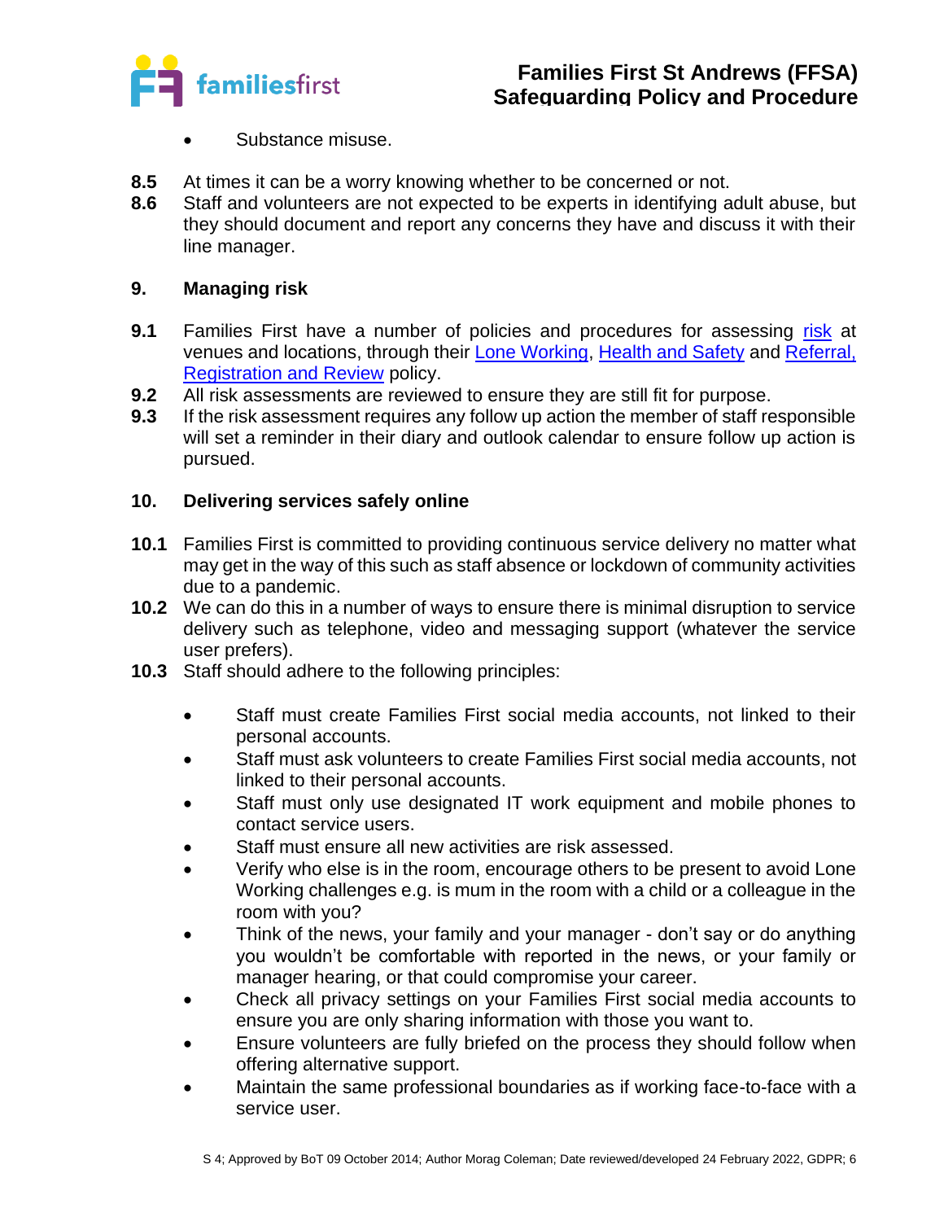- Substance misuse.

**8.5** At times it can be a worry knowing whether to be concerned or not.

**8.6** Staff and volunteers are not expected to be experts in identifying adult abuse, but they should document and report any concerns they have and discuss it with their line manager.

## 9. Managing risk

**9.1** Families First have a number of policies and procedures for assessing risk at venues and locations, through their Lone Working, Health and Safety and Referral, Registration and Review policy.

**9.2** All risk assessments are reviewed to ensure they are still fit for purpose.

**9.3** If the risk assessment requires any follow up action the member of staff responsible will set a reminder in their diary and outlook calendar to ensure follow up action is pursued.

## 10. Delivering services safely online

**10.1** Families First is committed to providing continuous service delivery no matter what may get in the way of this such as staff absence or lockdown of community activities due to a pandemic.

**10.2** We can do this in a number of ways to ensure there is minimal disruption to service delivery such as telephone, video and messaging support (whatever the service user prefers).

**10.3** Staff should adhere to the following principles:

- Staff must create Families First social media accounts, not linked to their personal accounts.
- Staff must ask volunteers to create Families First social media accounts, not linked to their personal accounts.
- Staff must only use designated IT work equipment and mobile phones to contact service users.
- Staff must ensure all new activities are risk assessed.
- Verify who else is in the room, encourage others to be present to avoid Lone Working challenges e.g. is mum in the room with a child or a colleague in the room with you?
- Think of the news, your family and your manager - don't say or do anything you wouldn't be comfortable with reported in the news, or your family or manager hearing, or that could compromise your career.
- Check all privacy settings on your Families First social media accounts to ensure you are only sharing information with those you want to.
- Ensure volunteers are fully briefed on the process they should follow when offering alternative support.
- Maintain the same professional boundaries as if working face-to-face with a service user.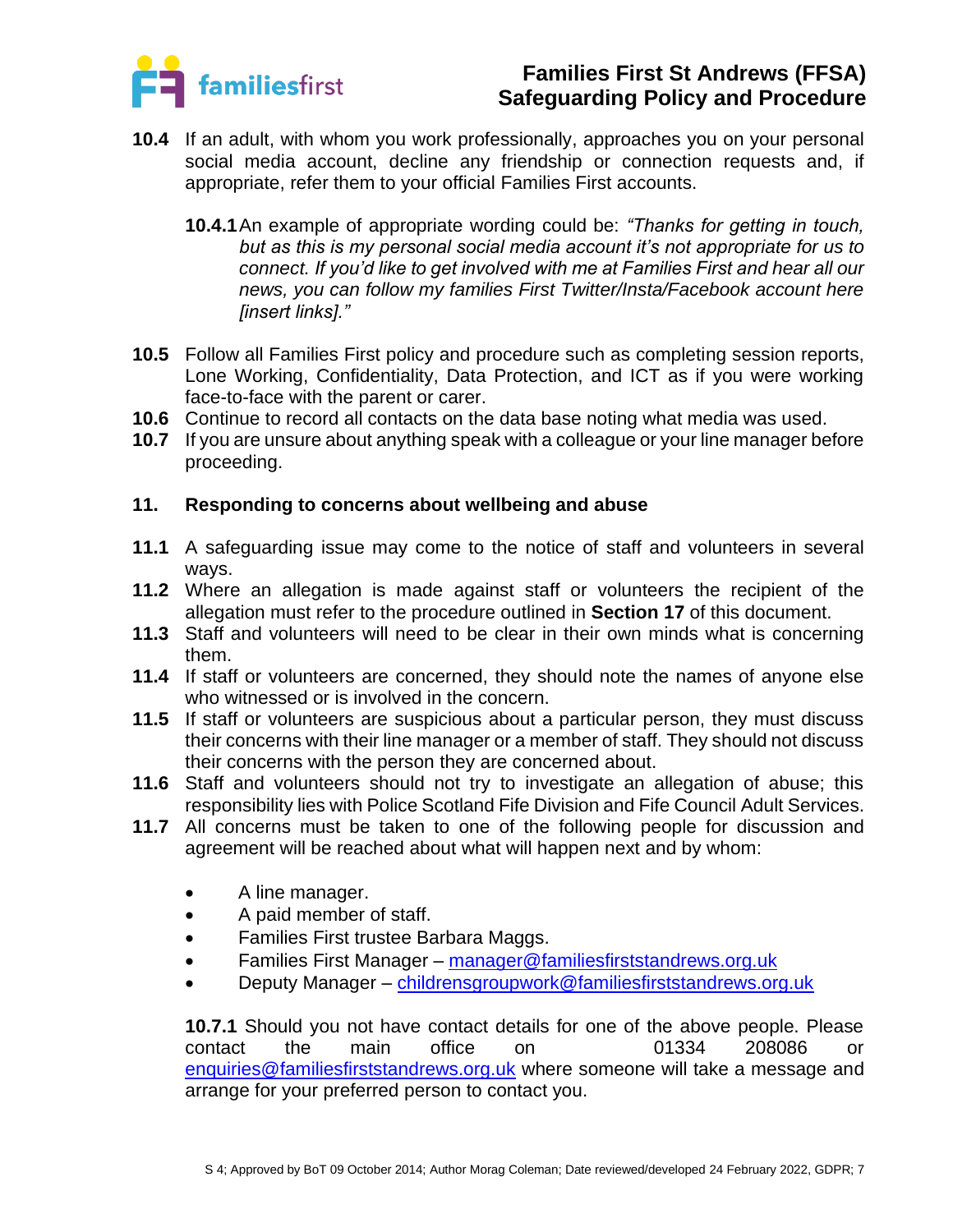**10.4** If an adult, with whom you work professionally, approaches you on your personal social media account, decline any friendship or connection requests and, if appropriate, refer them to your official Families First accounts.

**10.4.1** An example of appropriate wording could be: *"Thanks for getting in touch, but as this is my personal social media account it's not appropriate for us to connect. If you'd like to get involved with me at Families First and hear all our news, you can follow my families First Twitter/Insta/Facebook account here [insert links]."*

**10.5** Follow all Families First policy and procedure such as completing session reports, Lone Working, Confidentiality, Data Protection, and ICT as if you were working face-to-face with the parent or carer.

**10.6** Continue to record all contacts on the data base noting what media was used.

**10.7** If you are unsure about anything speak with a colleague or your line manager before proceeding.

## 11. Responding to concerns about wellbeing and abuse

**11.1** A safeguarding issue may come to the notice of staff and volunteers in several ways.

**11.2** Where an allegation is made against staff or volunteers the recipient of the allegation must refer to the procedure outlined in **Section 17** of this document.

**11.3** Staff and volunteers will need to be clear in their own minds what is concerning them.

**11.4** If staff or volunteers are concerned, they should note the names of anyone else who witnessed or is involved in the concern.

**11.5** If staff or volunteers are suspicious about a particular person, they must discuss their concerns with their line manager or a member of staff. They should not discuss their concerns with the person they are concerned about.

**11.6** Staff and volunteers should not try to investigate an allegation of abuse; this responsibility lies with Police Scotland Fife Division and Fife Council Adult Services.

**11.7** All concerns must be taken to one of the following people for discussion and agreement will be reached about what will happen next and by whom:

- A line manager.
- A paid member of staff.
- Families First trustee Barbara Maggs.
- Families First Manager – manager@familiesfirststandrews.org.uk
- Deputy Manager – childrensgroupwork@familiesfirststandrews.org.uk

**10.7.1** Should you not have contact details for one of the above people. Please contact the main office on 01334 208086 or enquiries@familiesfirststandrews.org.uk where someone will take a message and arrange for your preferred person to contact you.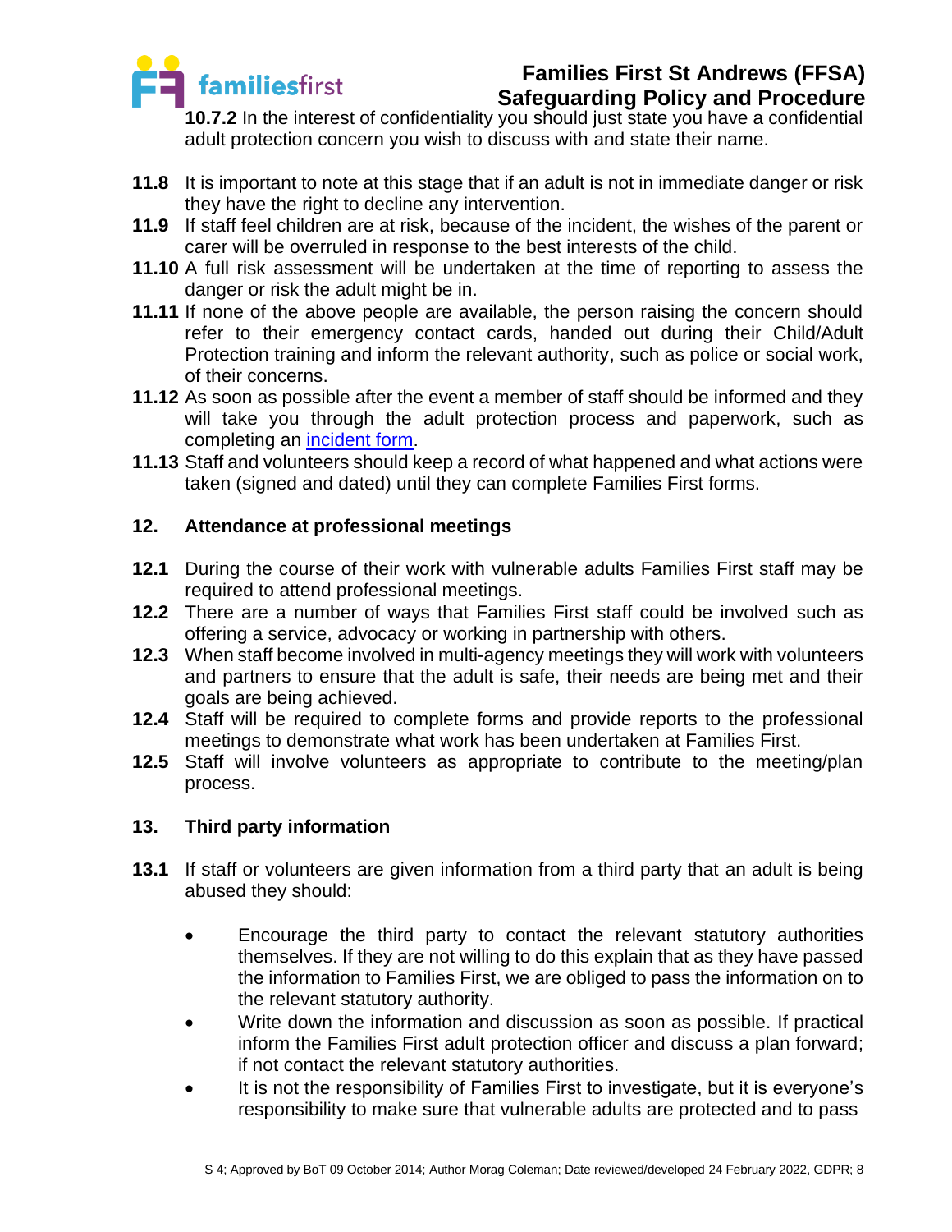**10.7.2** In the interest of confidentiality you should just state you have a confidential adult protection concern you wish to discuss with and state their name.

**11.8** It is important to note at this stage that if an adult is not in immediate danger or risk they have the right to decline any intervention.

**11.9** If staff feel children are at risk, because of the incident, the wishes of the parent or carer will be overruled in response to the best interests of the child.

**11.10** A full risk assessment will be undertaken at the time of reporting to assess the danger or risk the adult might be in.

**11.11** If none of the above people are available, the person raising the concern should refer to their emergency contact cards, handed out during their Child/Adult Protection training and inform the relevant authority, such as police or social work, of their concerns.

**11.12** As soon as possible after the event a member of staff should be informed and they will take you through the adult protection process and paperwork, such as completing an incident form.

**11.13** Staff and volunteers should keep a record of what happened and what actions were taken (signed and dated) until they can complete Families First forms.

## 12. Attendance at professional meetings

**12.1** During the course of their work with vulnerable adults Families First staff may be required to attend professional meetings.

**12.2** There are a number of ways that Families First staff could be involved such as offering a service, advocacy or working in partnership with others.

**12.3** When staff become involved in multi-agency meetings they will work with volunteers and partners to ensure that the adult is safe, their needs are being met and their goals are being achieved.

**12.4** Staff will be required to complete forms and provide reports to the professional meetings to demonstrate what work has been undertaken at Families First.

**12.5** Staff will involve volunteers as appropriate to contribute to the meeting/plan process.

## 13. Third party information

**13.1** If staff or volunteers are given information from a third party that an adult is being abused they should:

- Encourage the third party to contact the relevant statutory authorities themselves. If they are not willing to do this explain that as they have passed the information to Families First, we are obliged to pass the information on to the relevant statutory authority.
- Write down the information and discussion as soon as possible. If practical inform the Families First adult protection officer and discuss a plan forward; if not contact the relevant statutory authorities.
- It is not the responsibility of Families First to investigate, but it is everyone's responsibility to make sure that vulnerable adults are protected and to pass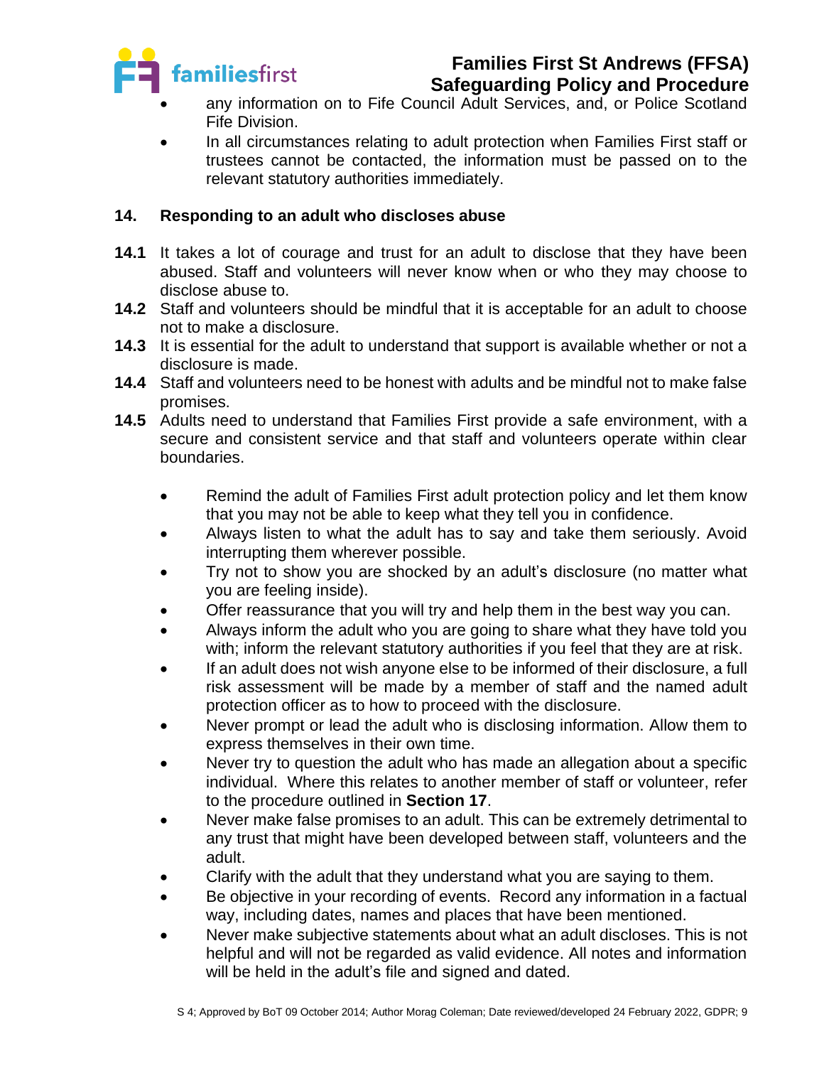- any information on to Fife Council Adult Services, and, or Police Scotland Fife Division.
- In all circumstances relating to adult protection when Families First staff or trustees cannot be contacted, the information must be passed on to the relevant statutory authorities immediately.

## 14. Responding to an adult who discloses abuse

**14.1** It takes a lot of courage and trust for an adult to disclose that they have been abused. Staff and volunteers will never know when or who they may choose to disclose abuse to.

**14.2** Staff and volunteers should be mindful that it is acceptable for an adult to choose not to make a disclosure.

**14.3** It is essential for the adult to understand that support is available whether or not a disclosure is made.

**14.4** Staff and volunteers need to be honest with adults and be mindful not to make false promises.

**14.5** Adults need to understand that Families First provide a safe environment, with a secure and consistent service and that staff and volunteers operate within clear boundaries.

- Remind the adult of Families First adult protection policy and let them know that you may not be able to keep what they tell you in confidence.
- Always listen to what the adult has to say and take them seriously. Avoid interrupting them wherever possible.
- Try not to show you are shocked by an adult's disclosure (no matter what you are feeling inside).
- Offer reassurance that you will try and help them in the best way you can.
- Always inform the adult who you are going to share what they have told you with; inform the relevant statutory authorities if you feel that they are at risk.
- If an adult does not wish anyone else to be informed of their disclosure, a full risk assessment will be made by a member of staff and the named adult protection officer as to how to proceed with the disclosure.
- Never prompt or lead the adult who is disclosing information. Allow them to express themselves in their own time.
- Never try to question the adult who has made an allegation about a specific individual. Where this relates to another member of staff or volunteer, refer to the procedure outlined in **Section 17**.
- Never make false promises to an adult. This can be extremely detrimental to any trust that might have been developed between staff, volunteers and the adult.
- Clarify with the adult that they understand what you are saying to them.
- Be objective in your recording of events. Record any information in a factual way, including dates, names and places that have been mentioned.
- Never make subjective statements about what an adult discloses. This is not helpful and will not be regarded as valid evidence. All notes and information will be held in the adult's file and signed and dated.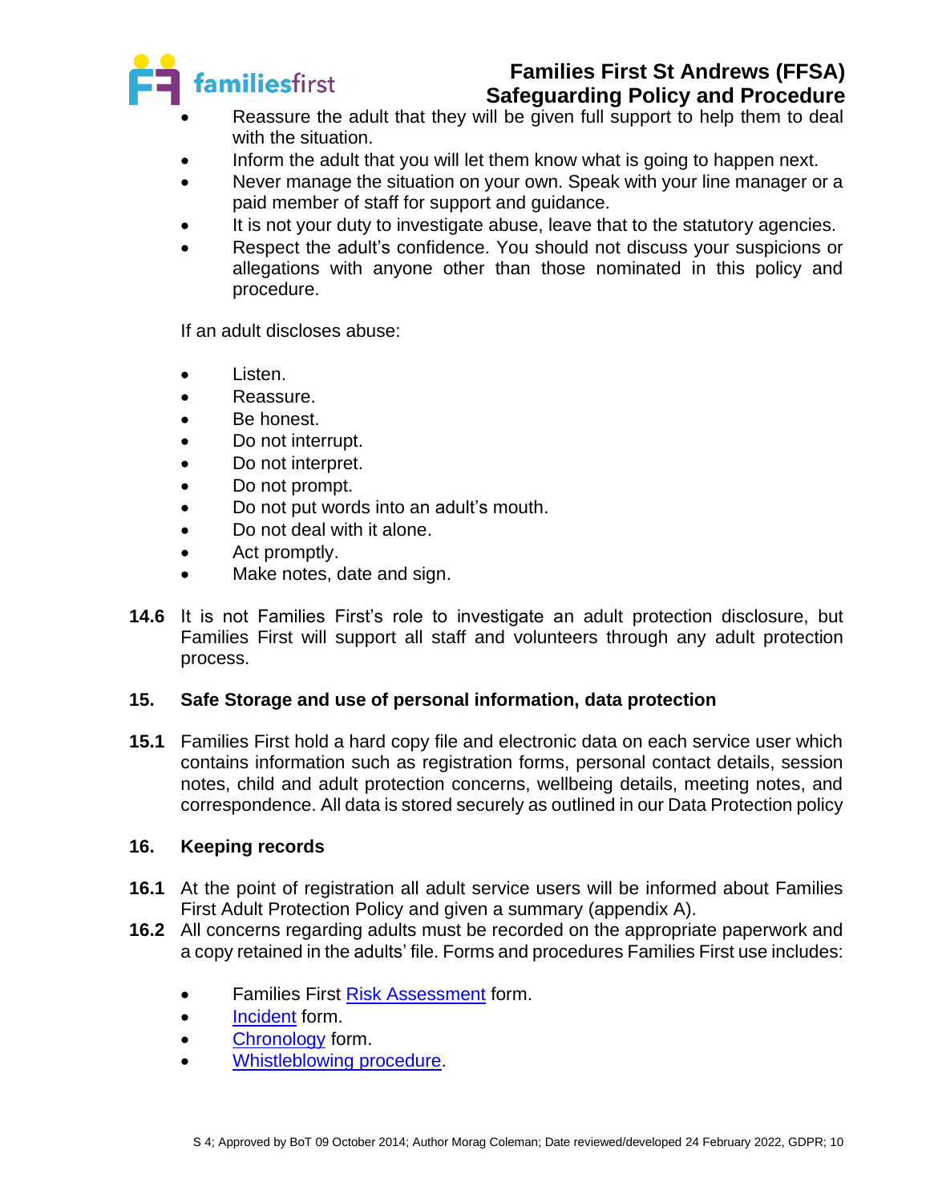- Reassure the adult that they will be given full support to help them to deal with the situation.
- Inform the adult that you will let them know what is going to happen next.
- Never manage the situation on your own. Speak with your line manager or a paid member of staff for support and guidance.
- It is not your duty to investigate abuse, leave that to the statutory agencies.
- Respect the adult's confidence. You should not discuss your suspicions or allegations with anyone other than those nominated in this policy and procedure.

If an adult discloses abuse:

- Listen.
- Reassure.
- Be honest.
- Do not interrupt.
- Do not interpret.
- Do not prompt.
- Do not put words into an adult's mouth.
- Do not deal with it alone.
- Act promptly.
- Make notes, date and sign.

**14.6** It is not Families First's role to investigate an adult protection disclosure, but Families First will support all staff and volunteers through any adult protection process.

## 15. Safe Storage and use of personal information, data protection

**15.1** Families First hold a hard copy file and electronic data on each service user which contains information such as registration forms, personal contact details, session notes, child and adult protection concerns, wellbeing details, meeting notes, and correspondence. All data is stored securely as outlined in our Data Protection policy

## 16. Keeping records

**16.1** At the point of registration all adult service users will be informed about Families First Adult Protection Policy and given a summary (appendix A).

**16.2** All concerns regarding adults must be recorded on the appropriate paperwork and a copy retained in the adults' file. Forms and procedures Families First use includes:

- Families First Risk Assessment form.
- Incident form.
- Chronology form.
- Whistleblowing procedure.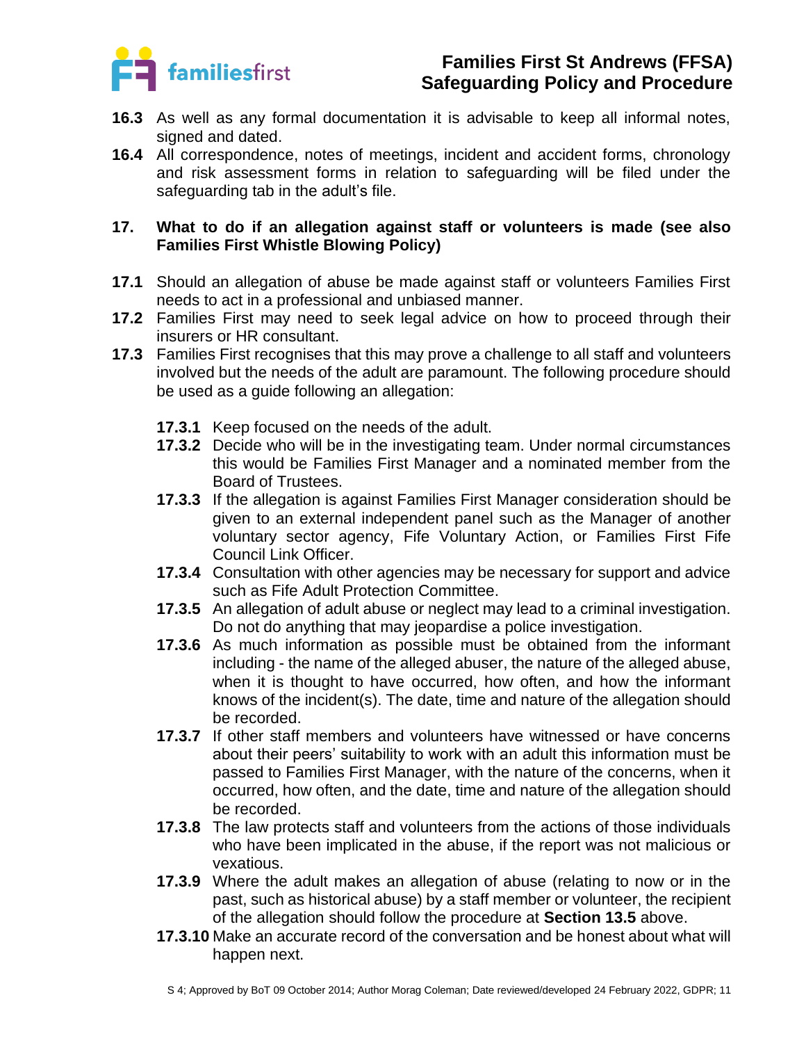**16.3** As well as any formal documentation it is advisable to keep all informal notes, signed and dated.

**16.4** All correspondence, notes of meetings, incident and accident forms, chronology and risk assessment forms in relation to safeguarding will be filed under the safeguarding tab in the adult's file.

## 17. What to do if an allegation against staff or volunteers is made (see also Families First Whistle Blowing Policy)

**17.1** Should an allegation of abuse be made against staff or volunteers Families First needs to act in a professional and unbiased manner.

**17.2** Families First may need to seek legal advice on how to proceed through their insurers or HR consultant.

**17.3** Families First recognises that this may prove a challenge to all staff and volunteers involved but the needs of the adult are paramount. The following procedure should be used as a guide following an allegation:

- **17.3.1** Keep focused on the needs of the adult.
- **17.3.2** Decide who will be in the investigating team. Under normal circumstances this would be Families First Manager and a nominated member from the Board of Trustees.
- **17.3.3** If the allegation is against Families First Manager consideration should be given to an external independent panel such as the Manager of another voluntary sector agency, Fife Voluntary Action, or Families First Fife Council Link Officer.
- **17.3.4** Consultation with other agencies may be necessary for support and advice such as Fife Adult Protection Committee.
- **17.3.5** An allegation of adult abuse or neglect may lead to a criminal investigation. Do not do anything that may jeopardise a police investigation.
- **17.3.6** As much information as possible must be obtained from the informant including - the name of the alleged abuser, the nature of the alleged abuse, when it is thought to have occurred, how often, and how the informant knows of the incident(s). The date, time and nature of the allegation should be recorded.
- **17.3.7** If other staff members and volunteers have witnessed or have concerns about their peers' suitability to work with an adult this information must be passed to Families First Manager, with the nature of the concerns, when it occurred, how often, and the date, time and nature of the allegation should be recorded.
- **17.3.8** The law protects staff and volunteers from the actions of those individuals who have been implicated in the abuse, if the report was not malicious or vexatious.
- **17.3.9** Where the adult makes an allegation of abuse (relating to now or in the past, such as historical abuse) by a staff member or volunteer, the recipient of the allegation should follow the procedure at **Section 13.5** above.
- **17.3.10** Make an accurate record of the conversation and be honest about what will happen next.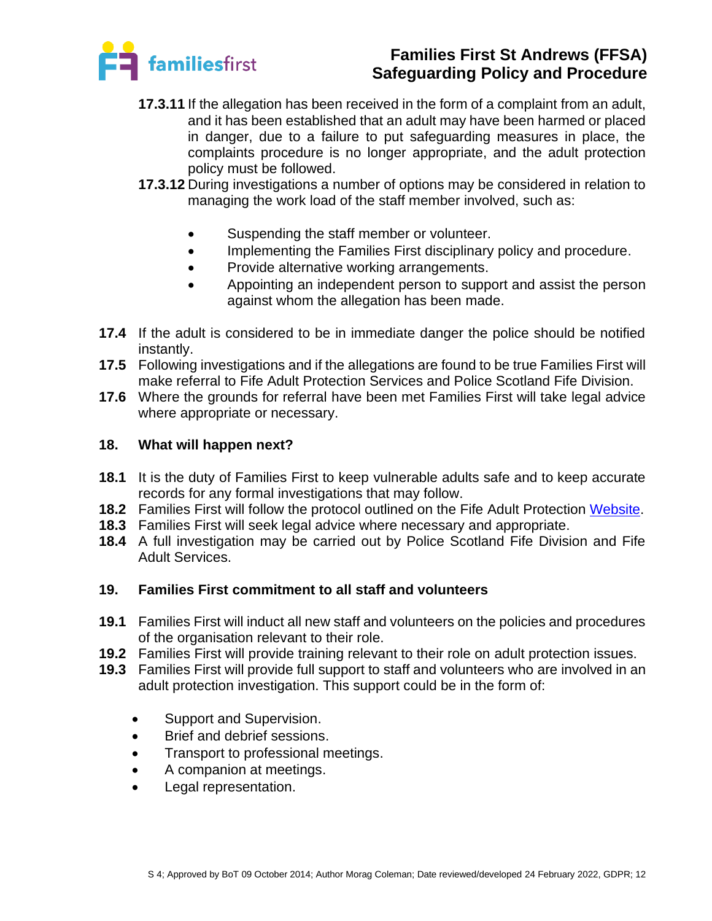**17.3.11** If the allegation has been received in the form of a complaint from an adult, and it has been established that an adult may have been harmed or placed in danger, due to a failure to put safeguarding measures in place, the complaints procedure is no longer appropriate, and the adult protection policy must be followed.

**17.3.12** During investigations a number of options may be considered in relation to managing the work load of the staff member involved, such as:

- Suspending the staff member or volunteer.
- Implementing the Families First disciplinary policy and procedure.
- Provide alternative working arrangements.
- Appointing an independent person to support and assist the person against whom the allegation has been made.

**17.4** If the adult is considered to be in immediate danger the police should be notified instantly.

**17.5** Following investigations and if the allegations are found to be true Families First will make referral to Fife Adult Protection Services and Police Scotland Fife Division.

**17.6** Where the grounds for referral have been met Families First will take legal advice where appropriate or necessary.

## 18. What will happen next?

**18.1** It is the duty of Families First to keep vulnerable adults safe and to keep accurate records for any formal investigations that may follow.

**18.2** Families First will follow the protocol outlined on the Fife Adult Protection Website.

**18.3** Families First will seek legal advice where necessary and appropriate.

**18.4** A full investigation may be carried out by Police Scotland Fife Division and Fife Adult Services.

## 19. Families First commitment to all staff and volunteers

**19.1** Families First will induct all new staff and volunteers on the policies and procedures of the organisation relevant to their role.

**19.2** Families First will provide training relevant to their role on adult protection issues.

**19.3** Families First will provide full support to staff and volunteers who are involved in an adult protection investigation. This support could be in the form of:

- Support and Supervision.
- Brief and debrief sessions.
- Transport to professional meetings.
- A companion at meetings.
- Legal representation.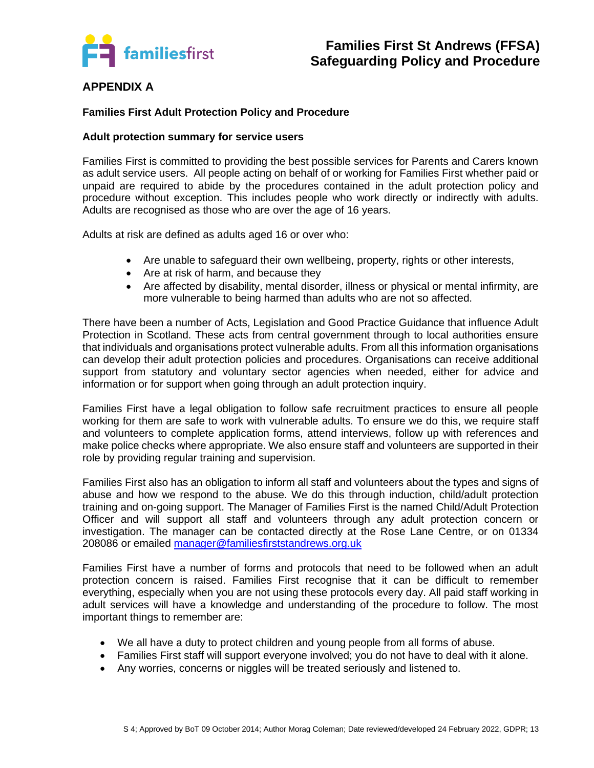## APPENDIX A

**Families First Adult Protection Policy and Procedure**

**Adult protection summary for service users**

Families First is committed to providing the best possible services for Parents and Carers known as adult service users. All people acting on behalf of or working for Families First whether paid or unpaid are required to abide by the procedures contained in the adult protection policy and procedure without exception. This includes people who work directly or indirectly with adults. Adults are recognised as those who are over the age of 16 years.

Adults at risk are defined as adults aged 16 or over who:

- Are unable to safeguard their own wellbeing, property, rights or other interests,
- Are at risk of harm, and because they
- Are affected by disability, mental disorder, illness or physical or mental infirmity, are more vulnerable to being harmed than adults who are not so affected.

There have been a number of Acts, Legislation and Good Practice Guidance that influence Adult Protection in Scotland. These acts from central government through to local authorities ensure that individuals and organisations protect vulnerable adults. From all this information organisations can develop their adult protection policies and procedures. Organisations can receive additional support from statutory and voluntary sector agencies when needed, either for advice and information or for support when going through an adult protection inquiry.

Families First have a legal obligation to follow safe recruitment practices to ensure all people working for them are safe to work with vulnerable adults. To ensure we do this, we require staff and volunteers to complete application forms, attend interviews, follow up with references and make police checks where appropriate. We also ensure staff and volunteers are supported in their role by providing regular training and supervision.

Families First also has an obligation to inform all staff and volunteers about the types and signs of abuse and how we respond to the abuse. We do this through induction, child/adult protection training and on-going support. The Manager of Families First is the named Child/Adult Protection Officer and will support all staff and volunteers through any adult protection concern or investigation. The manager can be contacted directly at the Rose Lane Centre, or on 01334 208086 or emailed manager@familiesfirststandrews.org.uk

Families First have a number of forms and protocols that need to be followed when an adult protection concern is raised. Families First recognise that it can be difficult to remember everything, especially when you are not using these protocols every day. All paid staff working in adult services will have a knowledge and understanding of the procedure to follow. The most important things to remember are:

- We all have a duty to protect children and young people from all forms of abuse.
- Families First staff will support everyone involved; you do not have to deal with it alone.
- Any worries, concerns or niggles will be treated seriously and listened to.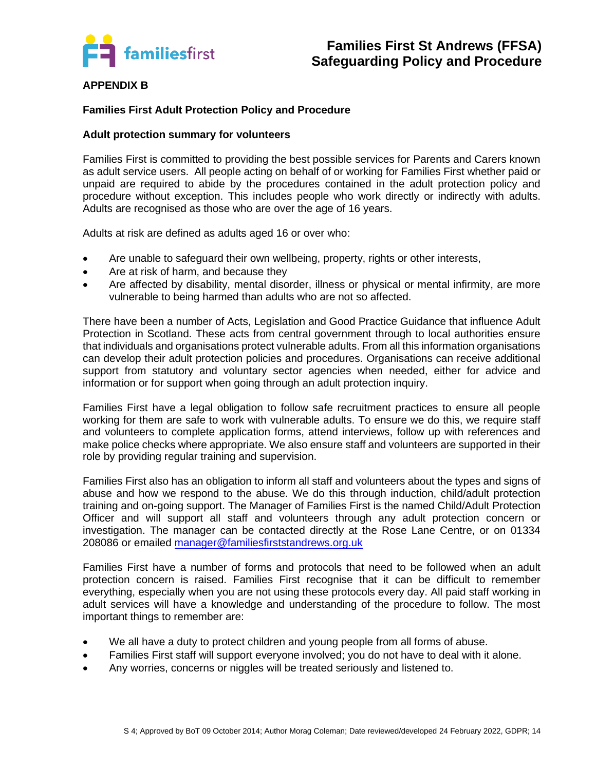**APPENDIX B**

**Families First Adult Protection Policy and Procedure**

**Adult protection summary for volunteers**

Families First is committed to providing the best possible services for Parents and Carers known as adult service users. All people acting on behalf of or working for Families First whether paid or unpaid are required to abide by the procedures contained in the adult protection policy and procedure without exception. This includes people who work directly or indirectly with adults. Adults are recognised as those who are over the age of 16 years.

Adults at risk are defined as adults aged 16 or over who:

- Are unable to safeguard their own wellbeing, property, rights or other interests,
- Are at risk of harm, and because they
- Are affected by disability, mental disorder, illness or physical or mental infirmity, are more vulnerable to being harmed than adults who are not so affected.

There have been a number of Acts, Legislation and Good Practice Guidance that influence Adult Protection in Scotland. These acts from central government through to local authorities ensure that individuals and organisations protect vulnerable adults. From all this information organisations can develop their adult protection policies and procedures. Organisations can receive additional support from statutory and voluntary sector agencies when needed, either for advice and information or for support when going through an adult protection inquiry.

Families First have a legal obligation to follow safe recruitment practices to ensure all people working for them are safe to work with vulnerable adults. To ensure we do this, we require staff and volunteers to complete application forms, attend interviews, follow up with references and make police checks where appropriate. We also ensure staff and volunteers are supported in their role by providing regular training and supervision.

Families First also has an obligation to inform all staff and volunteers about the types and signs of abuse and how we respond to the abuse. We do this through induction, child/adult protection training and on-going support. The Manager of Families First is the named Child/Adult Protection Officer and will support all staff and volunteers through any adult protection concern or investigation. The manager can be contacted directly at the Rose Lane Centre, or on 01334 208086 or emailed manager@familiesfirststandrews.org.uk

Families First have a number of forms and protocols that need to be followed when an adult protection concern is raised. Families First recognise that it can be difficult to remember everything, especially when you are not using these protocols every day. All paid staff working in adult services will have a knowledge and understanding of the procedure to follow. The most important things to remember are:

- We all have a duty to protect children and young people from all forms of abuse.
- Families First staff will support everyone involved; you do not have to deal with it alone.
- Any worries, concerns or niggles will be treated seriously and listened to.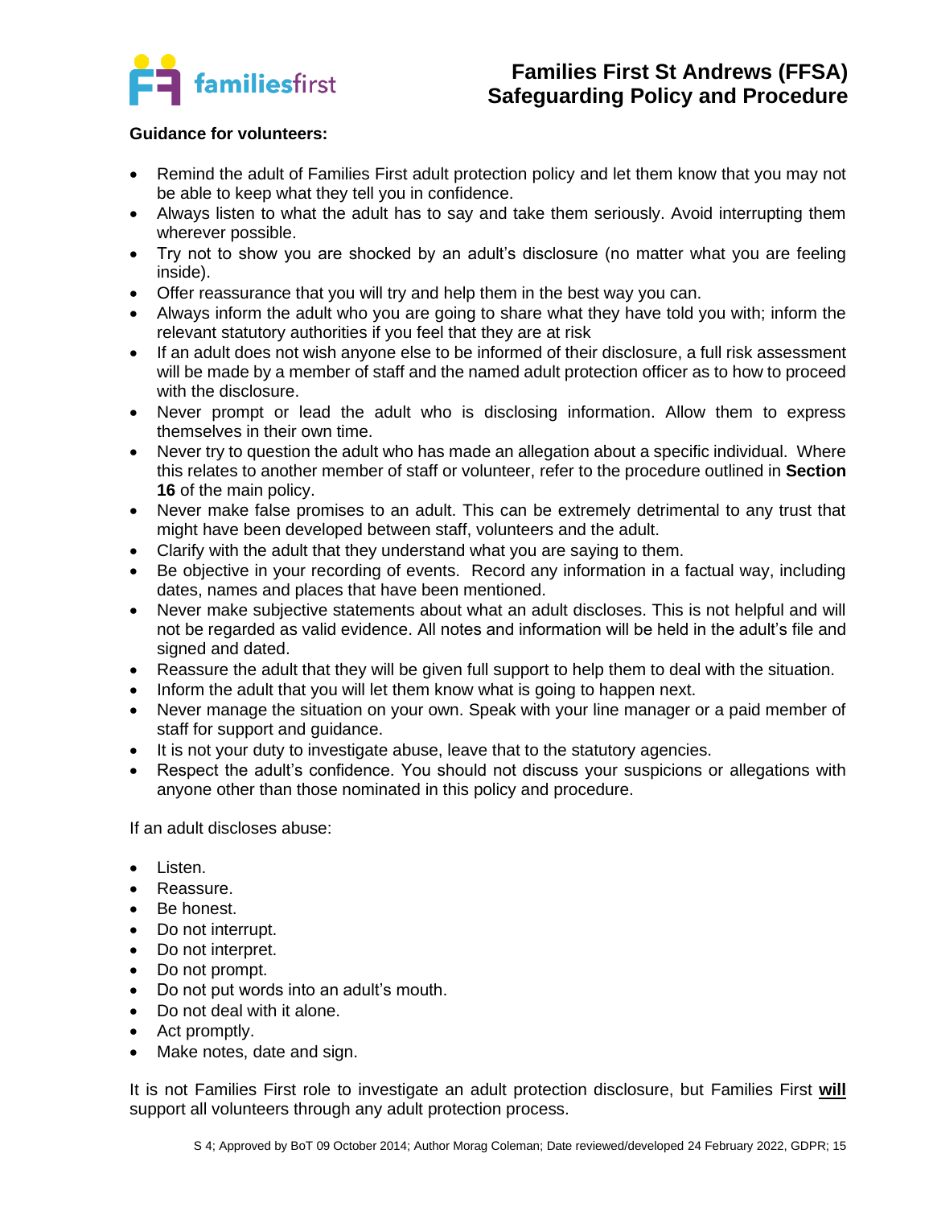**Guidance for volunteers:**

- Remind the adult of Families First adult protection policy and let them know that you may not be able to keep what they tell you in confidence.
- Always listen to what the adult has to say and take them seriously. Avoid interrupting them wherever possible.
- Try not to show you are shocked by an adult's disclosure (no matter what you are feeling inside).
- Offer reassurance that you will try and help them in the best way you can.
- Always inform the adult who you are going to share what they have told you with; inform the relevant statutory authorities if you feel that they are at risk
- If an adult does not wish anyone else to be informed of their disclosure, a full risk assessment will be made by a member of staff and the named adult protection officer as to how to proceed with the disclosure.
- Never prompt or lead the adult who is disclosing information. Allow them to express themselves in their own time.
- Never try to question the adult who has made an allegation about a specific individual. Where this relates to another member of staff or volunteer, refer to the procedure outlined in **Section 16** of the main policy.
- Never make false promises to an adult. This can be extremely detrimental to any trust that might have been developed between staff, volunteers and the adult.
- Clarify with the adult that they understand what you are saying to them.
- Be objective in your recording of events. Record any information in a factual way, including dates, names and places that have been mentioned.
- Never make subjective statements about what an adult discloses. This is not helpful and will not be regarded as valid evidence. All notes and information will be held in the adult's file and signed and dated.
- Reassure the adult that they will be given full support to help them to deal with the situation.
- Inform the adult that you will let them know what is going to happen next.
- Never manage the situation on your own. Speak with your line manager or a paid member of staff for support and guidance.
- It is not your duty to investigate abuse, leave that to the statutory agencies.
- Respect the adult's confidence. You should not discuss your suspicions or allegations with anyone other than those nominated in this policy and procedure.

If an adult discloses abuse:

- Listen.
- Reassure.
- Be honest.
- Do not interrupt.
- Do not interpret.
- Do not prompt.
- Do not put words into an adult's mouth.
- Do not deal with it alone.
- Act promptly.
- Make notes, date and sign.

It is not Families First role to investigate an adult protection disclosure, but Families First **<u>will</u>** support all volunteers through any adult protection process.